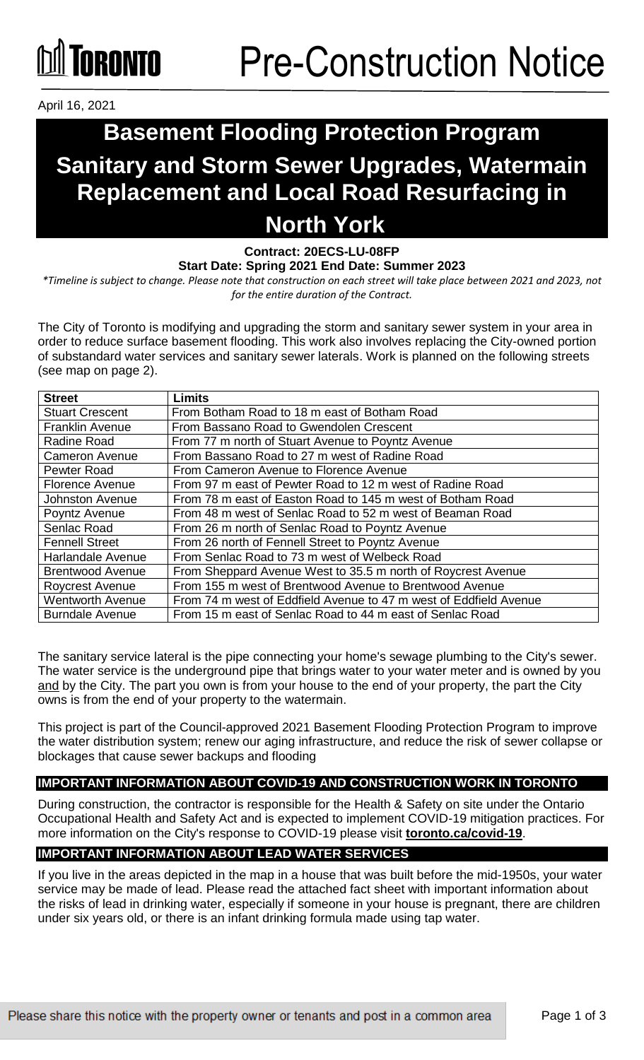Toronto

# Pre-Construction Notice

April 16, 2021

# Basement Flooding Protection Program

# Sanitary and Storm Sewer Upgrades, Watermain Replacement and Local Road Resurfacing in North York

**Contract: 20ECS-LU-08FP**
**Start Date: Spring 2021 End Date: Summer 2023**

*\*Timeline is subject to change. Please note that construction on each street will take place between 2021 and 2023, not for the entire duration of the Contract.*

The City of Toronto is modifying and upgrading the storm and sanitary sewer system in your area in order to reduce surface basement flooding. This work also involves replacing the City-owned portion of substandard water services and sanitary sewer laterals. Work is planned on the following streets (see map on page 2).

| Street | Limits |
| --- | --- |
| Stuart Crescent | From Botham Road to 18 m east of Botham Road |
| Franklin Avenue | From Bassano Road to Gwendolen Crescent |
| Radine Road | From 77 m north of Stuart Avenue to Poyntz Avenue |
| Cameron Avenue | From Bassano Road to 27 m west of Radine Road |
| Pewter Road | From Cameron Avenue to Florence Avenue |
| Florence Avenue | From 97 m east of Pewter Road to 12 m west of Radine Road |
| Johnston Avenue | From 78 m east of Easton Road to 145 m west of Botham Road |
| Poyntz Avenue | From 48 m west of Senlac Road to 52 m west of Beaman Road |
| Senlac Road | From 26 m north of Senlac Road to Poyntz Avenue |
| Fennell Street | From 26 north of Fennell Street to Poyntz Avenue |
| Harlandale Avenue | From Senlac Road to 73 m west of Welbeck Road |
| Brentwood Avenue | From Sheppard Avenue West to 35.5 m north of Roycrest Avenue |
| Roycrest Avenue | From 155 m west of Brentwood Avenue to Brentwood Avenue |
| Wentworth Avenue | From 74 m west of Eddfield Avenue to 47 m west of Eddfield Avenue |
| Burndale Avenue | From 15 m east of Senlac Road to 44 m east of Senlac Road |

The sanitary service lateral is the pipe connecting your home's sewage plumbing to the City's sewer. The water service is the underground pipe that brings water to your water meter and is owned by you and by the City. The part you own is from your house to the end of your property, the part the City owns is from the end of your property to the watermain.

This project is part of the Council-approved 2021 Basement Flooding Protection Program to improve the water distribution system; renew our aging infrastructure, and reduce the risk of sewer collapse or blockages that cause sewer backups and flooding

## IMPORTANT INFORMATION ABOUT COVID-19 AND CONSTRUCTION WORK IN TORONTO

During construction, the contractor is responsible for the Health & Safety on site under the Ontario Occupational Health and Safety Act and is expected to implement COVID-19 mitigation practices. For more information on the City's response to COVID-19 please visit **toronto.ca/covid-19**.

## IMPORTANT INFORMATION ABOUT LEAD WATER SERVICES

If you live in the areas depicted in the map in a house that was built before the mid-1950s, your water service may be made of lead. Please read the attached fact sheet with important information about the risks of lead in drinking water, especially if someone in your house is pregnant, there are children under six years old, or there is an infant drinking formula made using tap water.

Please share this notice with the property owner or tenants and post in a common area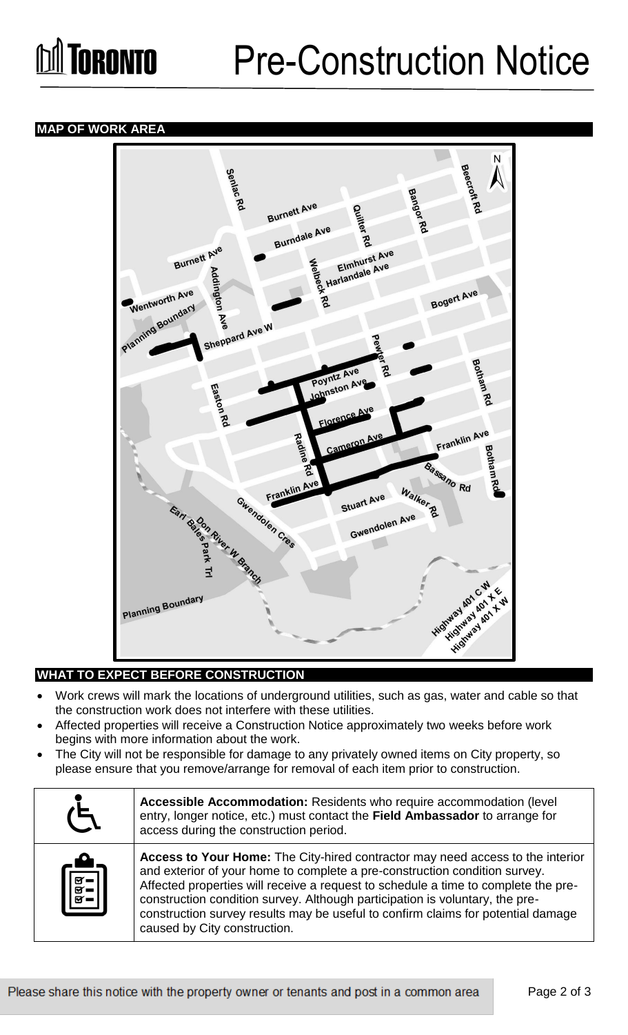# Pre-Construction Notice

## MAP OF WORK AREA

## WHAT TO EXPECT BEFORE CONSTRUCTION

- Work crews will mark the locations of underground utilities, such as gas, water and cable so that the construction work does not interfere with these utilities.
- Affected properties will receive a Construction Notice approximately two weeks before work begins with more information about the work.
- The City will not be responsible for damage to any privately owned items on City property, so please ensure that you remove/arrange for removal of each item prior to construction.

**Accessible Accommodation:** Residents who require accommodation (level entry, longer notice, etc.) must contact the **Field Ambassador** to arrange for access during the construction period.

**Access to Your Home:** The City-hired contractor may need access to the interior and exterior of your home to complete a pre-construction condition survey. Affected properties will receive a request to schedule a time to complete the pre-construction condition survey. Although participation is voluntary, the pre-construction survey results may be useful to confirm claims for potential damage caused by City construction.

Please share this notice with the property owner or tenants and post in a common area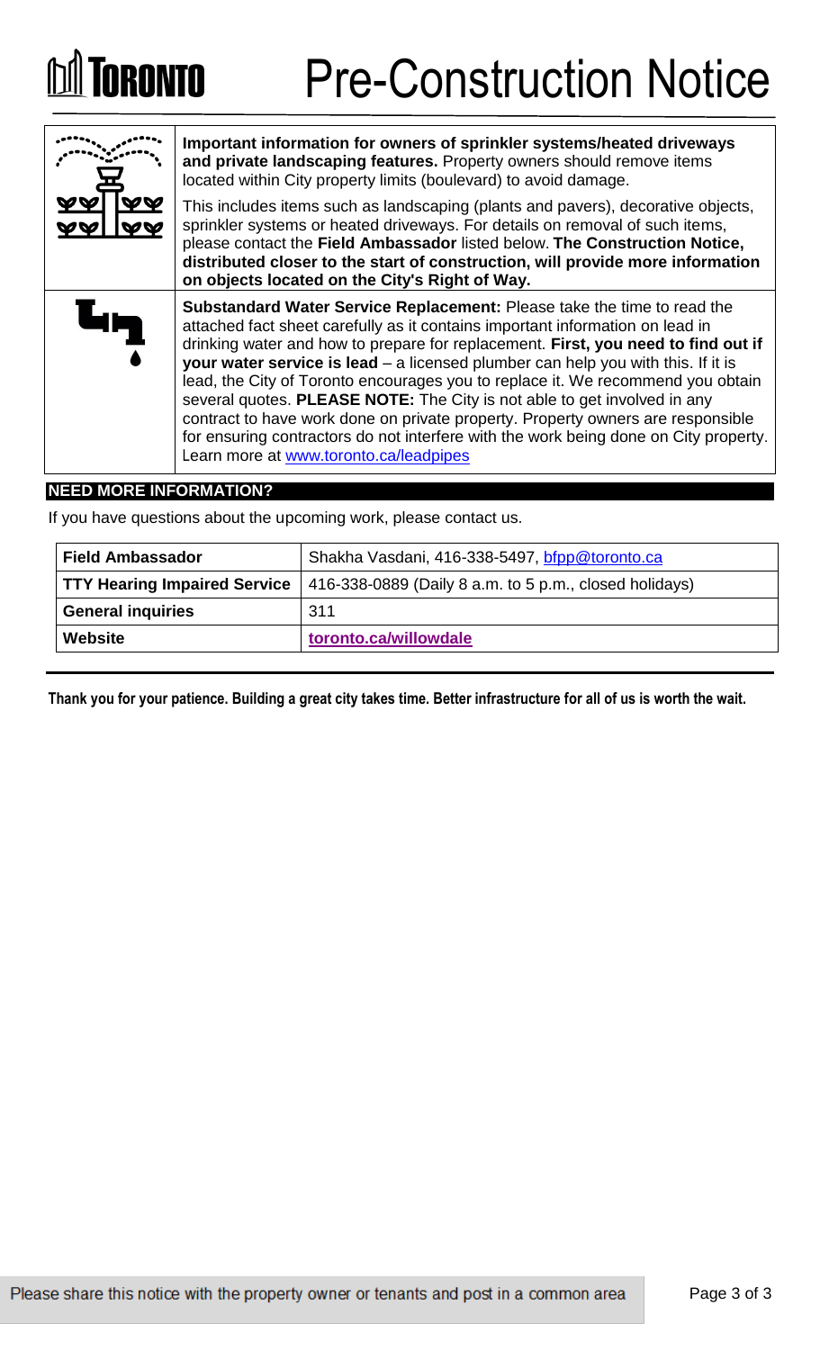# Pre-Construction Notice

**Important information for owners of sprinkler systems/heated driveways and private landscaping features.** Property owners should remove items located within City property limits (boulevard) to avoid damage.

This includes items such as landscaping (plants and pavers), decorative objects, sprinkler systems or heated driveways. For details on removal of such items, please contact the **Field Ambassador** listed below. **The Construction Notice, distributed closer to the start of construction, will provide more information on objects located on the City's Right of Way.**

**Substandard Water Service Replacement:** Please take the time to read the attached fact sheet carefully as it contains important information on lead in drinking water and how to prepare for replacement. **First, you need to find out if your water service is lead** – a licensed plumber can help you with this. If it is lead, the City of Toronto encourages you to replace it. We recommend you obtain several quotes. **PLEASE NOTE:** The City is not able to get involved in any contract to have work done on private property. Property owners are responsible for ensuring contractors do not interfere with the work being done on City property. Learn more at www.toronto.ca/leadpipes

## NEED MORE INFORMATION?

If you have questions about the upcoming work, please contact us.

| | |
|---|---|
| **Field Ambassador** | Shakha Vasdani, 416-338-5497, bfpp@toronto.ca |
| **TTY Hearing Impaired Service** | 416-338-0889 (Daily 8 a.m. to 5 p.m., closed holidays) |
| **General inquiries** | 311 |
| **Website** | **toronto.ca/willowdale** |

**Thank you for your patience. Building a great city takes time. Better infrastructure for all of us is worth the wait.**

Please share this notice with the property owner or tenants and post in a common area